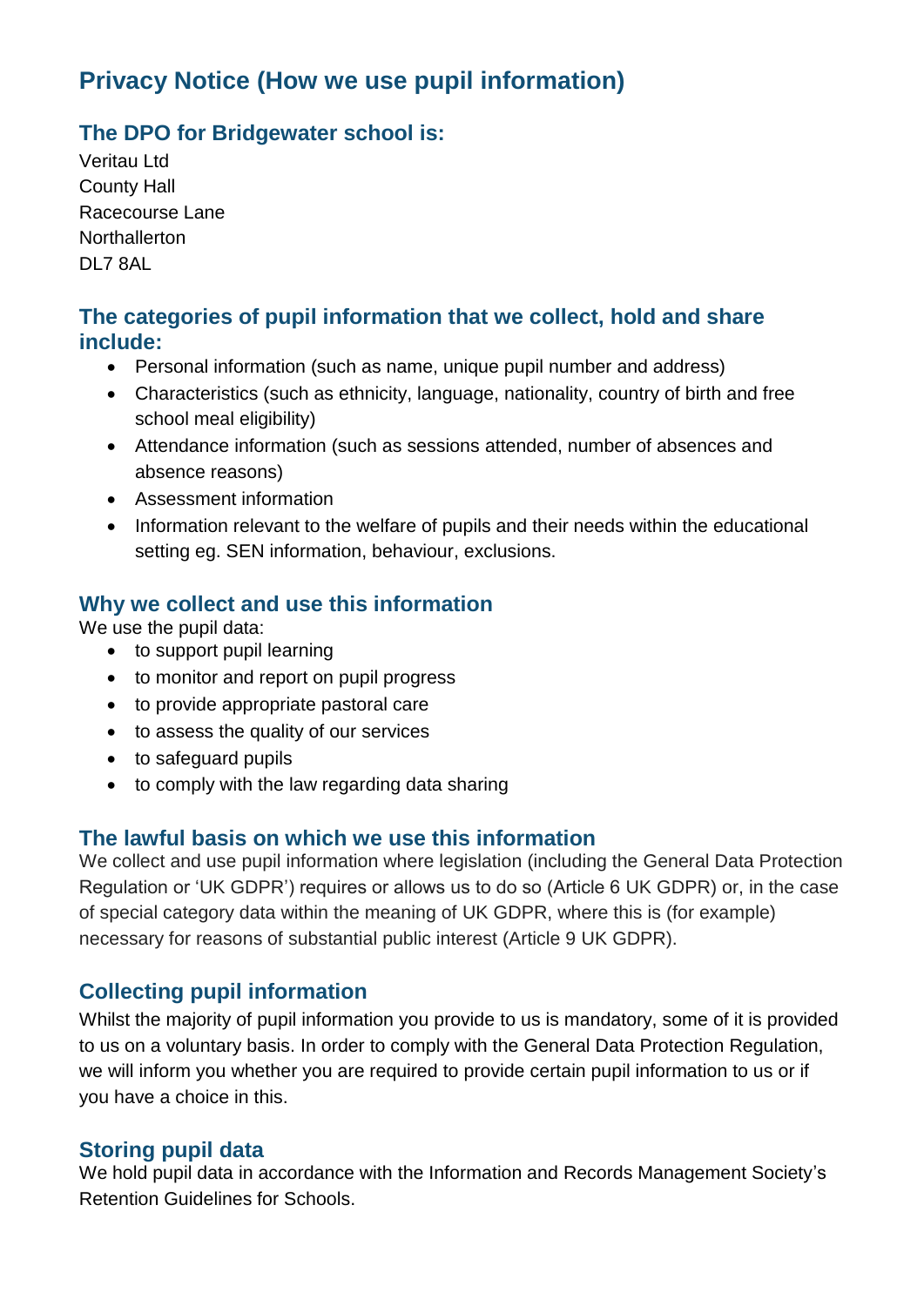# Privacy Notice (How we use pupil information)

## The DPO for Bridgewater school is:

Veritau Ltd
County Hall
Racecourse Lane
Northallerton
DL7 8AL

## The categories of pupil information that we collect, hold and share include:

- Personal information (such as name, unique pupil number and address)
- Characteristics (such as ethnicity, language, nationality, country of birth and free school meal eligibility)
- Attendance information (such as sessions attended, number of absences and absence reasons)
- Assessment information
- Information relevant to the welfare of pupils and their needs within the educational setting eg. SEN information, behaviour, exclusions.

## Why we collect and use this information

We use the pupil data:

- to support pupil learning
- to monitor and report on pupil progress
- to provide appropriate pastoral care
- to assess the quality of our services
- to safeguard pupils
- to comply with the law regarding data sharing

## The lawful basis on which we use this information

We collect and use pupil information where legislation (including the General Data Protection Regulation or 'UK GDPR') requires or allows us to do so (Article 6 UK GDPR) or, in the case of special category data within the meaning of UK GDPR, where this is (for example) necessary for reasons of substantial public interest (Article 9 UK GDPR).

## Collecting pupil information

Whilst the majority of pupil information you provide to us is mandatory, some of it is provided to us on a voluntary basis. In order to comply with the General Data Protection Regulation, we will inform you whether you are required to provide certain pupil information to us or if you have a choice in this.

## Storing pupil data

We hold pupil data in accordance with the Information and Records Management Society's Retention Guidelines for Schools.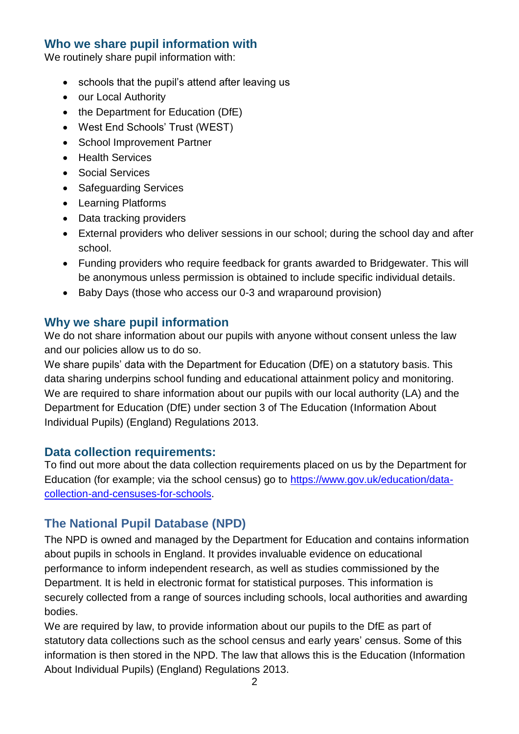## Who we share pupil information with

We routinely share pupil information with:

- schools that the pupil's attend after leaving us
- our Local Authority
- the Department for Education (DfE)
- West End Schools' Trust (WEST)
- School Improvement Partner
- Health Services
- Social Services
- Safeguarding Services
- Learning Platforms
- Data tracking providers
- External providers who deliver sessions in our school; during the school day and after school.
- Funding providers who require feedback for grants awarded to Bridgewater. This will be anonymous unless permission is obtained to include specific individual details.
- Baby Days (those who access our 0-3 and wraparound provision)

## Why we share pupil information

We do not share information about our pupils with anyone without consent unless the law and our policies allow us to do so.

We share pupils' data with the Department for Education (DfE) on a statutory basis. This data sharing underpins school funding and educational attainment policy and monitoring. We are required to share information about our pupils with our local authority (LA) and the Department for Education (DfE) under section 3 of The Education (Information About Individual Pupils) (England) Regulations 2013.

## Data collection requirements:

To find out more about the data collection requirements placed on us by the Department for Education (for example; via the school census) go to [https://www.gov.uk/education/data-collection-and-censuses-for-schools](https://www.gov.uk/education/data-collection-and-censuses-for-schools).

## The National Pupil Database (NPD)

The NPD is owned and managed by the Department for Education and contains information about pupils in schools in England. It provides invaluable evidence on educational performance to inform independent research, as well as studies commissioned by the Department. It is held in electronic format for statistical purposes. This information is securely collected from a range of sources including schools, local authorities and awarding bodies.

We are required by law, to provide information about our pupils to the DfE as part of statutory data collections such as the school census and early years' census. Some of this information is then stored in the NPD. The law that allows this is the Education (Information About Individual Pupils) (England) Regulations 2013.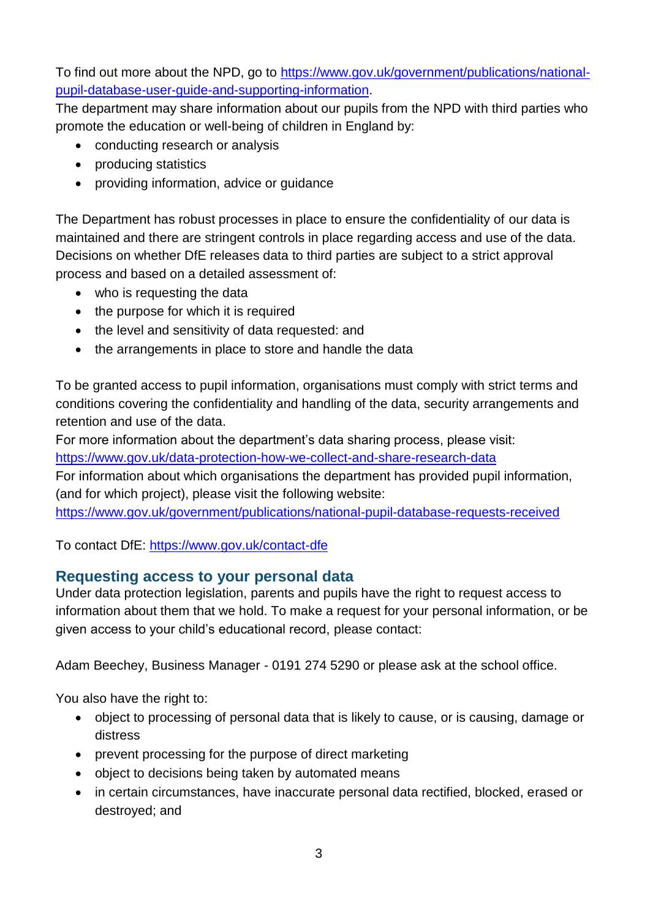To find out more about the NPD, go to [https://www.gov.uk/government/publications/national-pupil-database-user-guide-and-supporting-information](https://www.gov.uk/government/publications/national-pupil-database-user-guide-and-supporting-information).

The department may share information about our pupils from the NPD with third parties who promote the education or well-being of children in England by:

- conducting research or analysis
- producing statistics
- providing information, advice or guidance

The Department has robust processes in place to ensure the confidentiality of our data is maintained and there are stringent controls in place regarding access and use of the data. Decisions on whether DfE releases data to third parties are subject to a strict approval process and based on a detailed assessment of:

- who is requesting the data
- the purpose for which it is required
- the level and sensitivity of data requested: and
- the arrangements in place to store and handle the data

To be granted access to pupil information, organisations must comply with strict terms and conditions covering the confidentiality and handling of the data, security arrangements and retention and use of the data.

For more information about the department's data sharing process, please visit: [https://www.gov.uk/data-protection-how-we-collect-and-share-research-data](https://www.gov.uk/data-protection-how-we-collect-and-share-research-data)

For information about which organisations the department has provided pupil information, (and for which project), please visit the following website: [https://www.gov.uk/government/publications/national-pupil-database-requests-received](https://www.gov.uk/government/publications/national-pupil-database-requests-received)

To contact DfE: [https://www.gov.uk/contact-dfe](https://www.gov.uk/contact-dfe)

## Requesting access to your personal data

Under data protection legislation, parents and pupils have the right to request access to information about them that we hold. To make a request for your personal information, or be given access to your child's educational record, please contact:

Adam Beechey, Business Manager - 0191 274 5290 or please ask at the school office.

You also have the right to:

- object to processing of personal data that is likely to cause, or is causing, damage or distress
- prevent processing for the purpose of direct marketing
- object to decisions being taken by automated means
- in certain circumstances, have inaccurate personal data rectified, blocked, erased or destroyed; and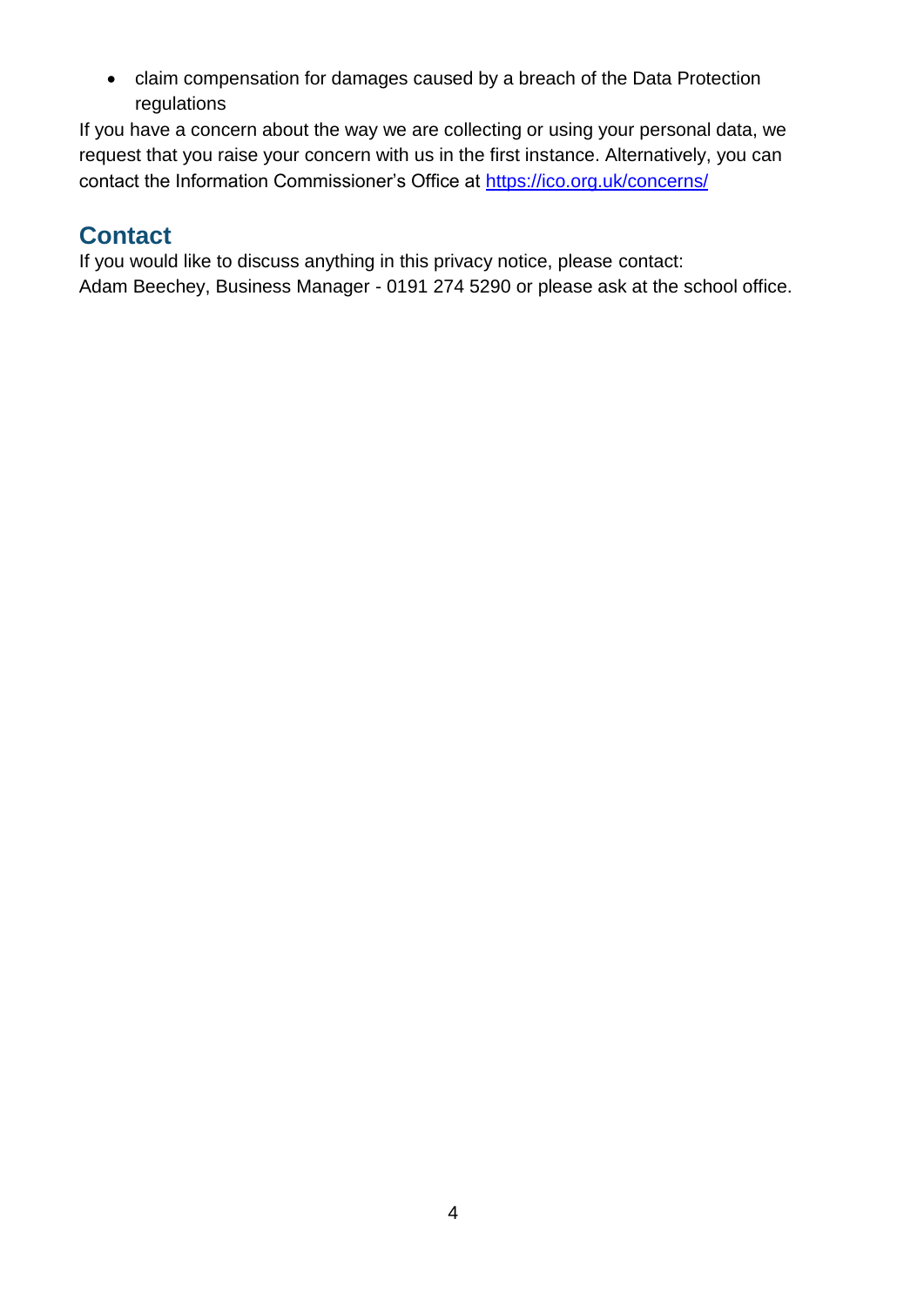- claim compensation for damages caused by a breach of the Data Protection regulations

If you have a concern about the way we are collecting or using your personal data, we request that you raise your concern with us in the first instance. Alternatively, you can contact the Information Commissioner's Office at https://ico.org.uk/concerns/

## Contact

If you would like to discuss anything in this privacy notice, please contact:
Adam Beechey, Business Manager - 0191 274 5290 or please ask at the school office.